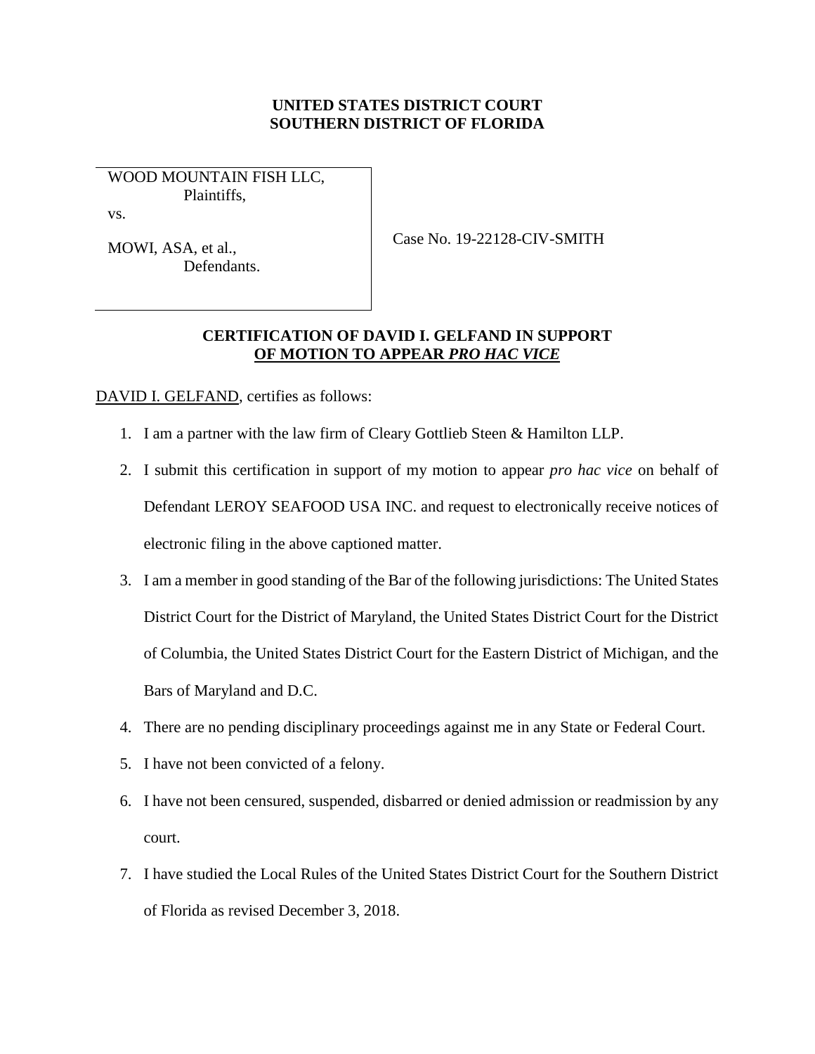**UNITED STATES DISTRICT COURT**
**SOUTHERN DISTRICT OF FLORIDA**

WOOD MOUNTAIN FISH LLC,
Plaintiffs,

vs.

MOWI, ASA, et al.,
Defendants.

Case No. 19-22128-CIV-SMITH

**CERTIFICATION OF DAVID I. GELFAND IN SUPPORT OF MOTION TO APPEAR *PRO HAC VICE***

DAVID I. GELFAND, certifies as follows:

1. I am a partner with the law firm of Cleary Gottlieb Steen & Hamilton LLP.
2. I submit this certification in support of my motion to appear *pro hac vice* on behalf of Defendant LEROY SEAFOOD USA INC. and request to electronically receive notices of electronic filing in the above captioned matter.
3. I am a member in good standing of the Bar of the following jurisdictions: The United States District Court for the District of Maryland, the United States District Court for the District of Columbia, the United States District Court for the Eastern District of Michigan, and the Bars of Maryland and D.C.
4. There are no pending disciplinary proceedings against me in any State or Federal Court.
5. I have not been convicted of a felony.
6. I have not been censured, suspended, disbarred or denied admission or readmission by any court.
7. I have studied the Local Rules of the United States District Court for the Southern District of Florida as revised December 3, 2018.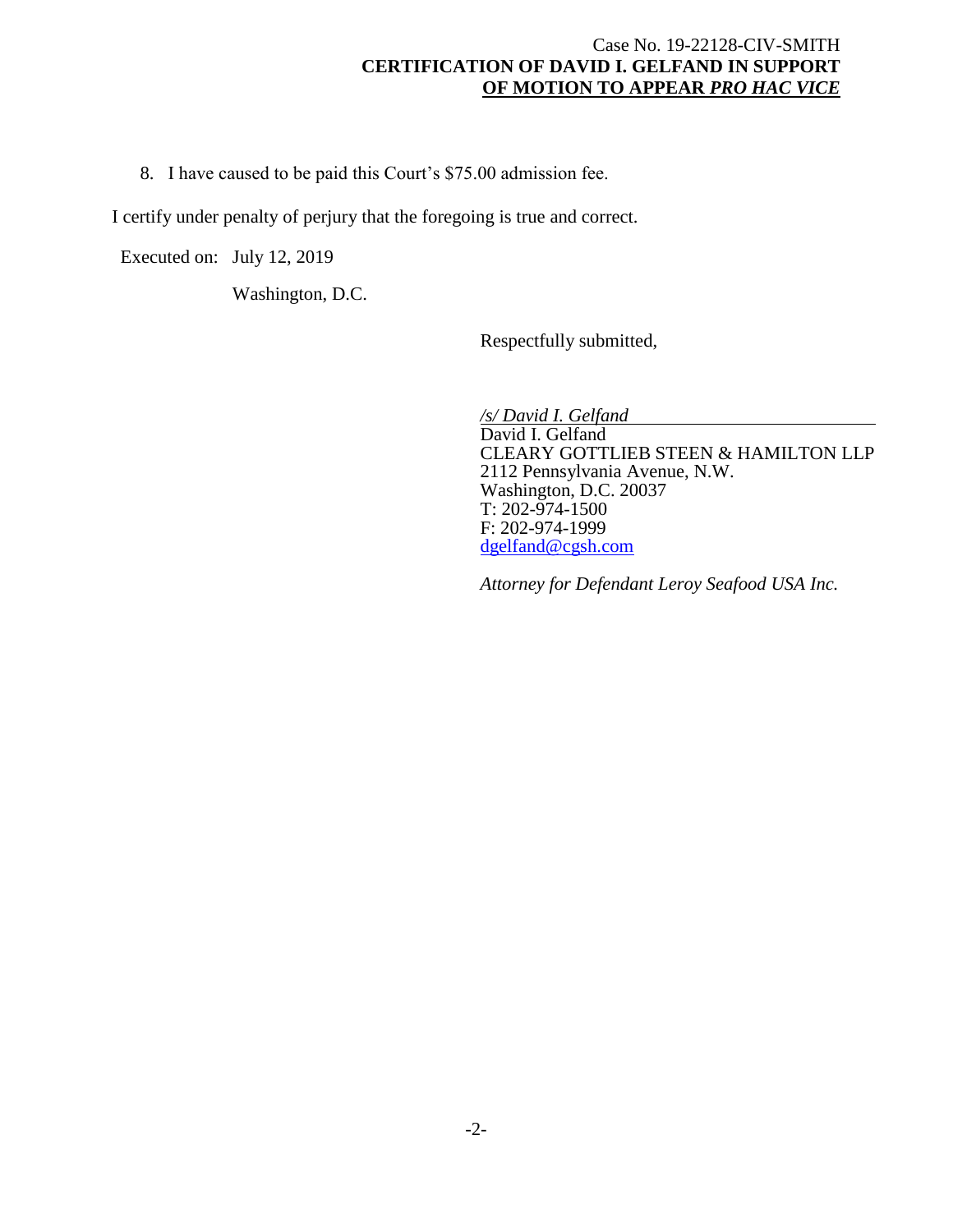8. I have caused to be paid this Court's $75.00 admission fee.

I certify under penalty of perjury that the foregoing is true and correct.

Executed on: July 12, 2019

Washington, D.C.

Respectfully submitted,

*/s/ David I. Gelfand*
David I. Gelfand
CLEARY GOTTLIEB STEEN & HAMILTON LLP
2112 Pennsylvania Avenue, N.W.
Washington, D.C. 20037
T: 202-974-1500
F: 202-974-1999
dgelfand@cgsh.com

*Attorney for Defendant Leroy Seafood USA Inc.*